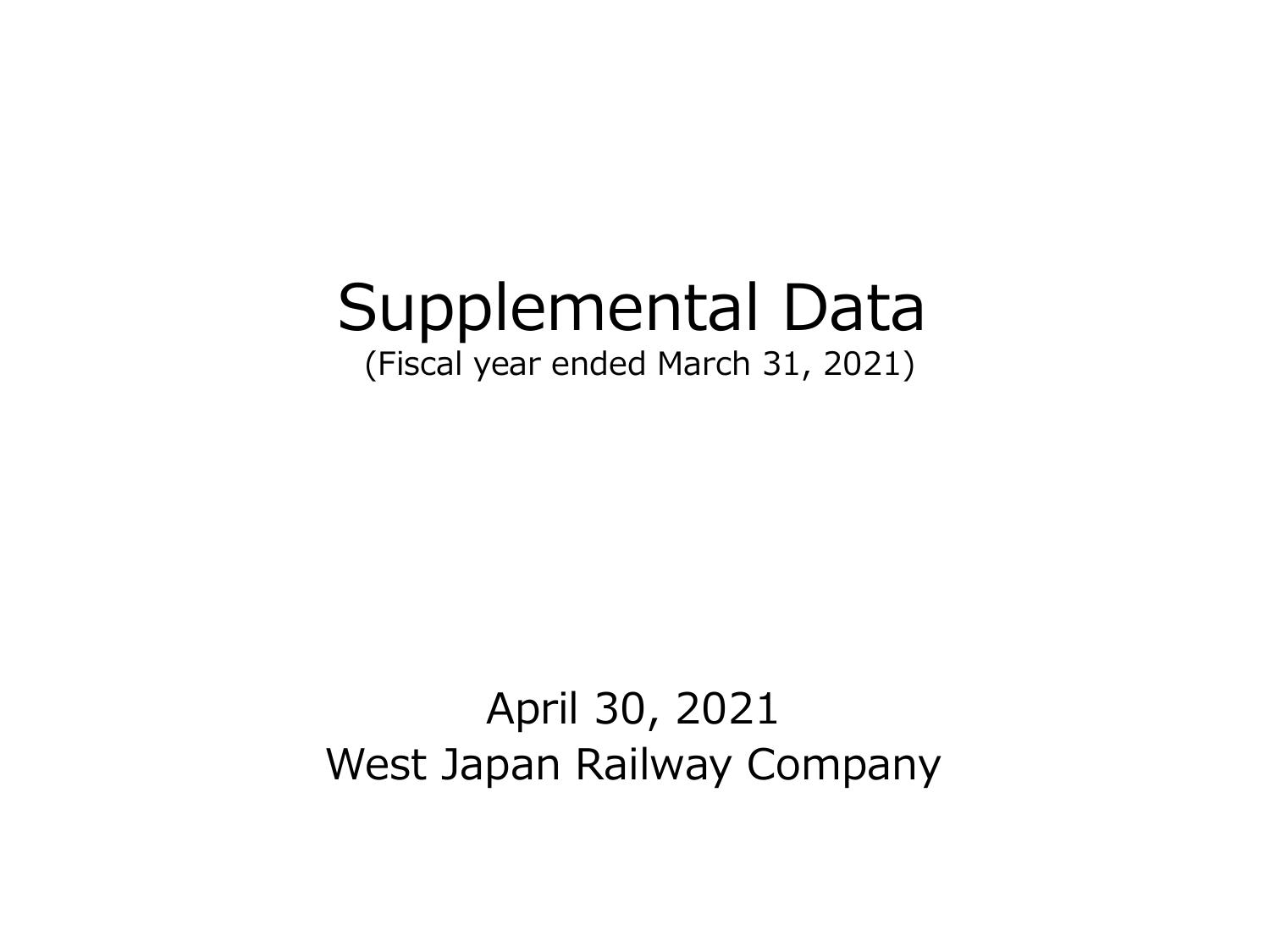# Supplemental Data

(Fiscal year ended March 31, 2021)

April 30, 2021

West Japan Railway Company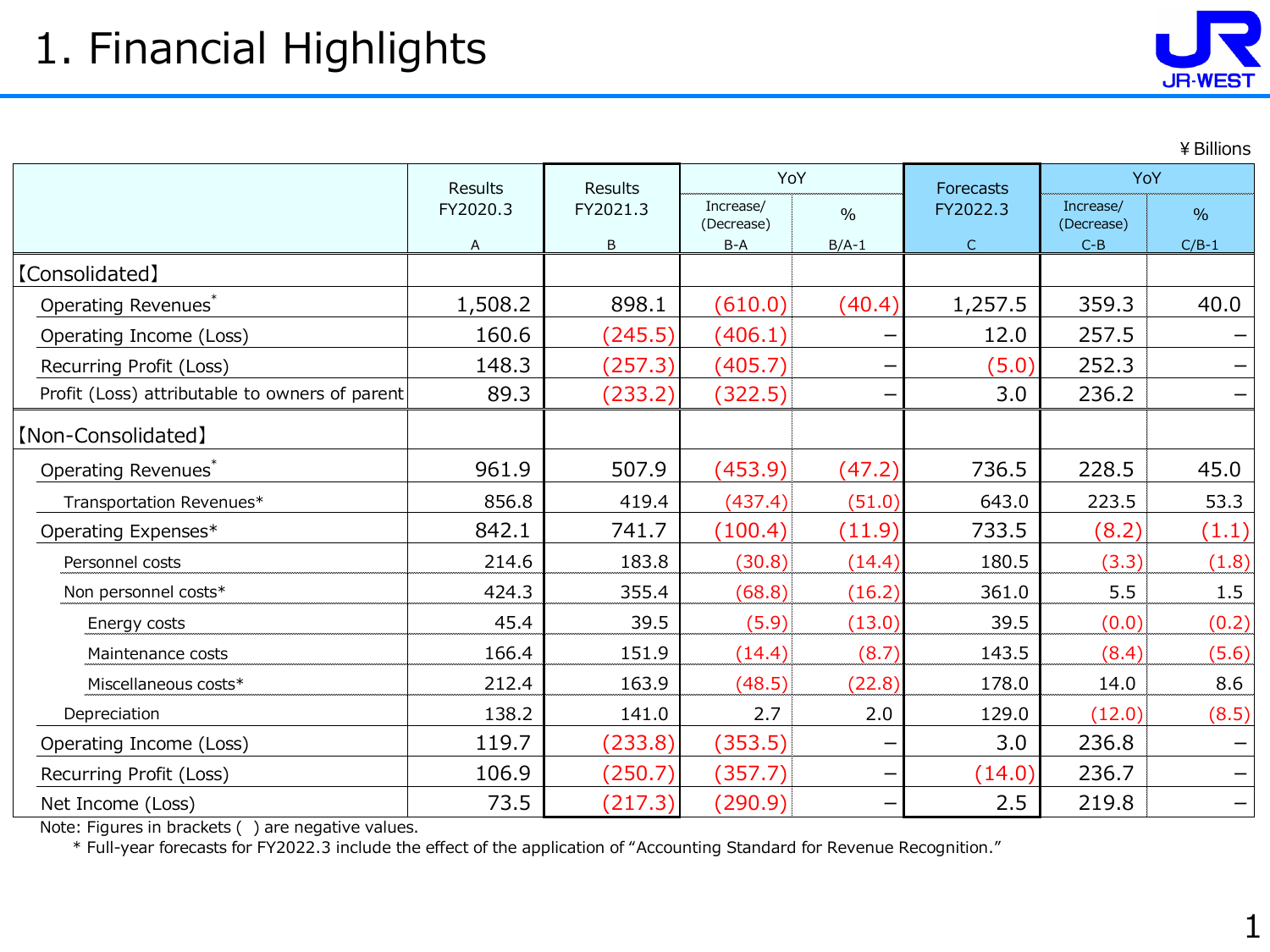# 1. Financial Highlights

¥Billions

| | Results FY2020.3 A | Results FY2021.3 B | YoY Increase/(Decrease) B-A | YoY % B/A-1 | Forecasts FY2022.3 C | YoY Increase/(Decrease) C-B | YoY % C/B-1 |
|---|---|---|---|---|---|---|---|
| 【Consolidated】 | | | | | | | |
| Operating Revenues* | 1,508.2 | 898.1 | (610.0) | (40.4) | 1,257.5 | 359.3 | 40.0 |
| Operating Income (Loss) | 160.6 | (245.5) | (406.1) | – | 12.0 | 257.5 | – |
| Recurring Profit (Loss) | 148.3 | (257.3) | (405.7) | – | (5.0) | 252.3 | – |
| Profit (Loss) attributable to owners of parent | 89.3 | (233.2) | (322.5) | – | 3.0 | 236.2 | – |
| 【Non-Consolidated】 | | | | | | | |
| Operating Revenues* | 961.9 | 507.9 | (453.9) | (47.2) | 736.5 | 228.5 | 45.0 |
| Transportation Revenues* | 856.8 | 419.4 | (437.4) | (51.0) | 643.0 | 223.5 | 53.3 |
| Operating Expenses* | 842.1 | 741.7 | (100.4) | (11.9) | 733.5 | (8.2) | (1.1) |
| Personnel costs | 214.6 | 183.8 | (30.8) | (14.4) | 180.5 | (3.3) | (1.8) |
| Non personnel costs* | 424.3 | 355.4 | (68.8) | (16.2) | 361.0 | 5.5 | 1.5 |
| Energy costs | 45.4 | 39.5 | (5.9) | (13.0) | 39.5 | (0.0) | (0.2) |
| Maintenance costs | 166.4 | 151.9 | (14.4) | (8.7) | 143.5 | (8.4) | (5.6) |
| Miscellaneous costs* | 212.4 | 163.9 | (48.5) | (22.8) | 178.0 | 14.0 | 8.6 |
| Depreciation | 138.2 | 141.0 | 2.7 | 2.0 | 129.0 | (12.0) | (8.5) |
| Operating Income (Loss) | 119.7 | (233.8) | (353.5) | – | 3.0 | 236.8 | – |
| Recurring Profit (Loss) | 106.9 | (250.7) | (357.7) | – | (14.0) | 236.7 | – |
| Net Income (Loss) | 73.5 | (217.3) | (290.9) | – | 2.5 | 219.8 | – |

Note: Figures in brackets ( ) are negative values.

\* Full-year forecasts for FY2022.3 include the effect of the application of "Accounting Standard for Revenue Recognition."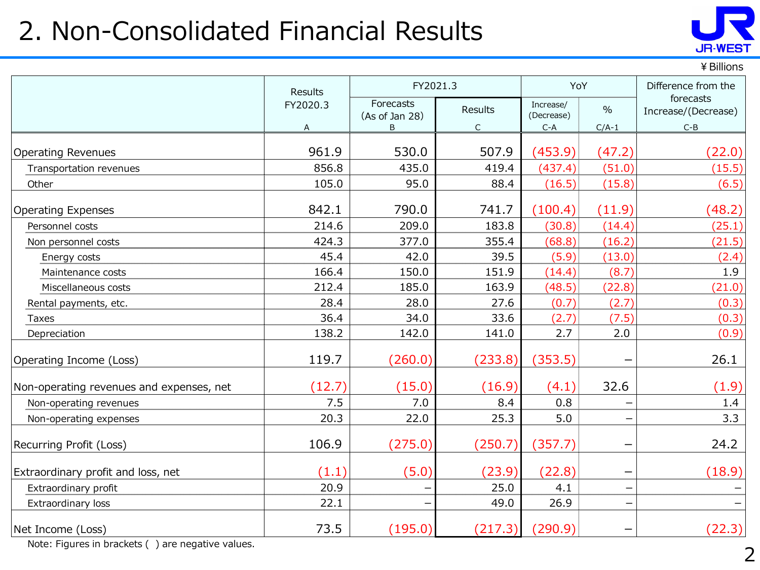# 2. Non-Consolidated Financial Results

¥Billions

| | Results FY2020.3 | FY2021.3 | | YoY | | Difference from the forecasts Increase/(Decrease) |
|---|---|---|---|---|---|---|
| | | Forecasts (As of Jan 28) | Results | Increase/ (Decrease) | % | |
| | A | B | C | C-A | C/A-1 | C-B |
| Operating Revenues | 961.9 | 530.0 | 507.9 | (453.9) | (47.2) | (22.0) |
| Transportation revenues | 856.8 | 435.0 | 419.4 | (437.4) | (51.0) | (15.5) |
| Other | 105.0 | 95.0 | 88.4 | (16.5) | (15.8) | (6.5) |
| Operating Expenses | 842.1 | 790.0 | 741.7 | (100.4) | (11.9) | (48.2) |
| Personnel costs | 214.6 | 209.0 | 183.8 | (30.8) | (14.4) | (25.1) |
| Non personnel costs | 424.3 | 377.0 | 355.4 | (68.8) | (16.2) | (21.5) |
| Energy costs | 45.4 | 42.0 | 39.5 | (5.9) | (13.0) | (2.4) |
| Maintenance costs | 166.4 | 150.0 | 151.9 | (14.4) | (8.7) | 1.9 |
| Miscellaneous costs | 212.4 | 185.0 | 163.9 | (48.5) | (22.8) | (21.0) |
| Rental payments, etc. | 28.4 | 28.0 | 27.6 | (0.7) | (2.7) | (0.3) |
| Taxes | 36.4 | 34.0 | 33.6 | (2.7) | (7.5) | (0.3) |
| Depreciation | 138.2 | 142.0 | 141.0 | 2.7 | 2.0 | (0.9) |
| Operating Income (Loss) | 119.7 | (260.0) | (233.8) | (353.5) | – | 26.1 |
| Non-operating revenues and expenses, net | (12.7) | (15.0) | (16.9) | (4.1) | 32.6 | (1.9) |
| Non-operating revenues | 7.5 | 7.0 | 8.4 | 0.8 | – | 1.4 |
| Non-operating expenses | 20.3 | 22.0 | 25.3 | 5.0 | – | 3.3 |
| Recurring Profit (Loss) | 106.9 | (275.0) | (250.7) | (357.7) | – | 24.2 |
| Extraordinary profit and loss, net | (1.1) | (5.0) | (23.9) | (22.8) | – | (18.9) |
| Extraordinary profit | 20.9 | – | 25.0 | 4.1 | – | – |
| Extraordinary loss | 22.1 | – | 49.0 | 26.9 | – | – |
| Net Income (Loss) | 73.5 | (195.0) | (217.3) | (290.9) | – | (22.3) |

Note: Figures in brackets ( ) are negative values.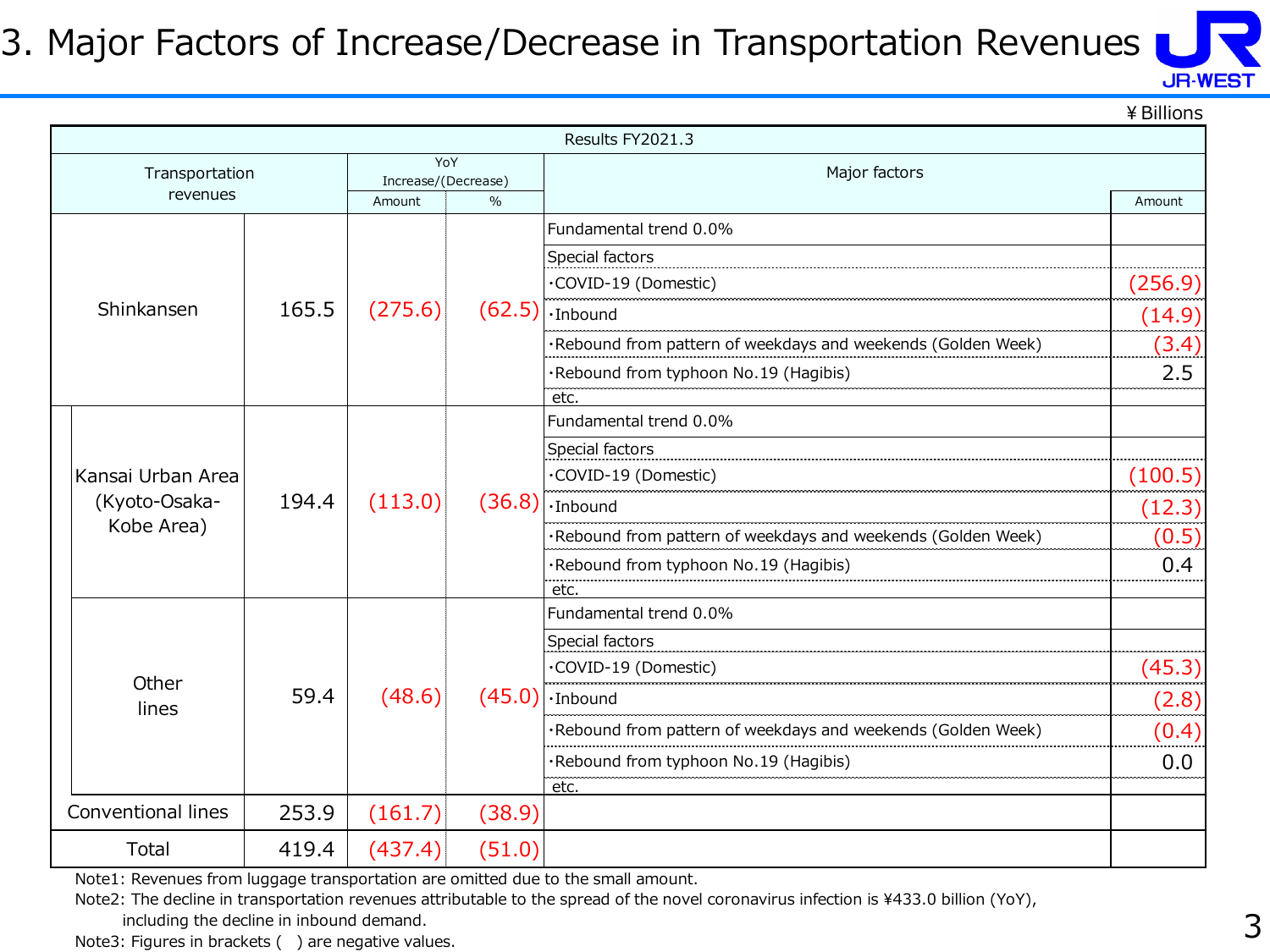# 3. Major Factors of Increase/Decrease in Transportation Revenues

¥Billions

| Results FY2021.3 | | | | | |
|---|---|---|---|---|---|
| Transportation revenues | | YoY Increase/(Decrease) Amount | YoY Increase/(Decrease) % | Major factors | Amount |
| Shinkansen | 165.5 | (275.6) | (62.5) | Fundamental trend 0.0% | |
| | | | | Special factors | |
| | | | | ・COVID-19 (Domestic) | (256.9) |
| | | | | ・Inbound | (14.9) |
| | | | | ・Rebound from pattern of weekdays and weekends (Golden Week) | (3.4) |
| | | | | ・Rebound from typhoon No.19 (Hagibis) | 2.5 |
| | | | | etc. | |
| Kansai Urban Area (Kyoto-Osaka-Kobe Area) | 194.4 | (113.0) | (36.8) | Fundamental trend 0.0% | |
| | | | | Special factors | |
| | | | | ・COVID-19 (Domestic) | (100.5) |
| | | | | ・Inbound | (12.3) |
| | | | | ・Rebound from pattern of weekdays and weekends (Golden Week) | (0.5) |
| | | | | ・Rebound from typhoon No.19 (Hagibis) | 0.4 |
| | | | | etc. | |
| Other lines | 59.4 | (48.6) | (45.0) | Fundamental trend 0.0% | |
| | | | | Special factors | |
| | | | | ・COVID-19 (Domestic) | (45.3) |
| | | | | ・Inbound | (2.8) |
| | | | | ・Rebound from pattern of weekdays and weekends (Golden Week) | (0.4) |
| | | | | ・Rebound from typhoon No.19 (Hagibis) | 0.0 |
| | | | | etc. | |
| Conventional lines | 253.9 | (161.7) | (38.9) | | |
| Total | 419.4 | (437.4) | (51.0) | | |

Note1: Revenues from luggage transportation are omitted due to the small amount.
Note2: The decline in transportation revenues attributable to the spread of the novel coronavirus infection is ¥433.0 billion (YoY), including the decline in inbound demand.
Note3: Figures in brackets ( ) are negative values.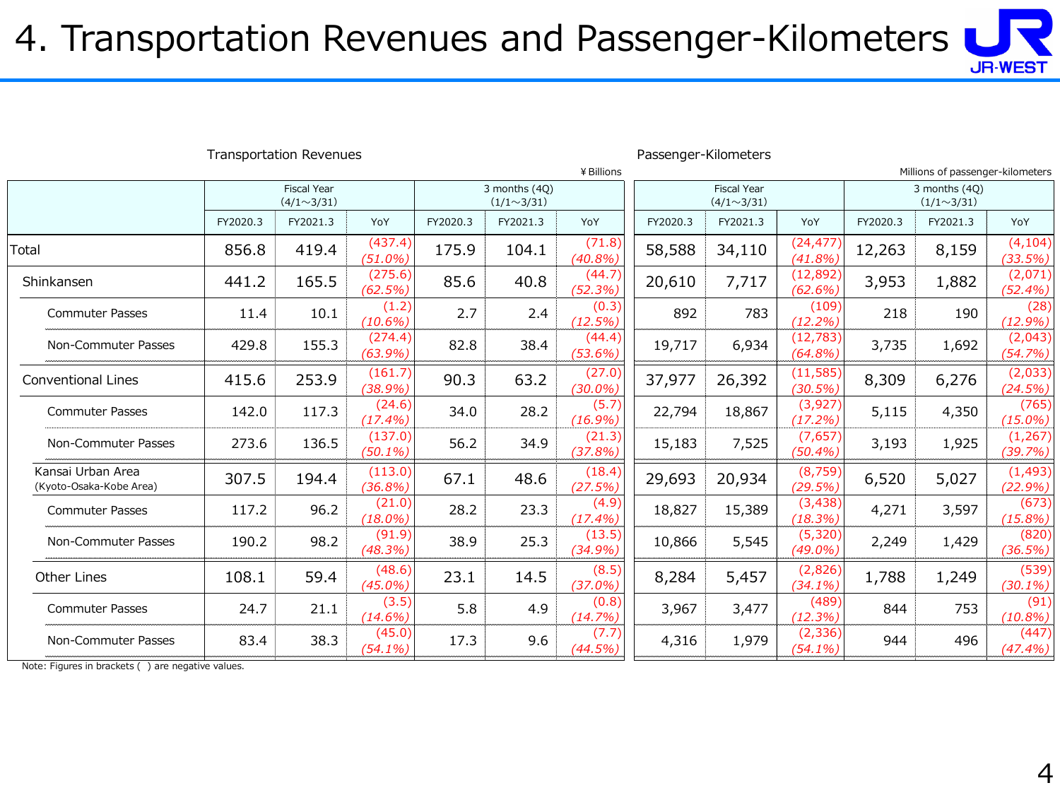# 4. Transportation Revenues and Passenger-Kilometers

### Transportation Revenues

¥Billions

| | Fiscal Year (4/1～3/31) | | | 3 months (4Q) (1/1～3/31) | | |
|---|---|---|---|---|---|---|
| | FY2020.3 | FY2021.3 | YoY | FY2020.3 | FY2021.3 | YoY |
| Total | 856.8 | 419.4 | (437.4) (51.0%) | 175.9 | 104.1 | (71.8) (40.8%) |
| Shinkansen | 441.2 | 165.5 | (275.6) (62.5%) | 85.6 | 40.8 | (44.7) (52.3%) |
| Commuter Passes | 11.4 | 10.1 | (1.2) (10.6%) | 2.7 | 2.4 | (0.3) (12.5%) |
| Non-Commuter Passes | 429.8 | 155.3 | (274.4) (63.9%) | 82.8 | 38.4 | (44.4) (53.6%) |
| Conventional Lines | 415.6 | 253.9 | (161.7) (38.9%) | 90.3 | 63.2 | (27.0) (30.0%) |
| Commuter Passes | 142.0 | 117.3 | (24.6) (17.4%) | 34.0 | 28.2 | (5.7) (16.9%) |
| Non-Commuter Passes | 273.6 | 136.5 | (137.0) (50.1%) | 56.2 | 34.9 | (21.3) (37.8%) |
| Kansai Urban Area (Kyoto-Osaka-Kobe Area) | 307.5 | 194.4 | (113.0) (36.8%) | 67.1 | 48.6 | (18.4) (27.5%) |
| Commuter Passes | 117.2 | 96.2 | (21.0) (18.0%) | 28.2 | 23.3 | (4.9) (17.4%) |
| Non-Commuter Passes | 190.2 | 98.2 | (91.9) (48.3%) | 38.9 | 25.3 | (13.5) (34.9%) |
| Other Lines | 108.1 | 59.4 | (48.6) (45.0%) | 23.1 | 14.5 | (8.5) (37.0%) |
| Commuter Passes | 24.7 | 21.1 | (3.5) (14.6%) | 5.8 | 4.9 | (0.8) (14.7%) |
| Non-Commuter Passes | 83.4 | 38.3 | (45.0) (54.1%) | 17.3 | 9.6 | (7.7) (44.5%) |

### Passenger-Kilometers

Millions of passenger-kilometers

| | Fiscal Year (4/1～3/31) | | | 3 months (4Q) (1/1～3/31) | | |
|---|---|---|---|---|---|---|
| | FY2020.3 | FY2021.3 | YoY | FY2020.3 | FY2021.3 | YoY |
| Total | 58,588 | 34,110 | (24,477) (41.8%) | 12,263 | 8,159 | (4,104) (33.5%) |
| Shinkansen | 20,610 | 7,717 | (12,892) (62.6%) | 3,953 | 1,882 | (2,071) (52.4%) |
| Commuter Passes | 892 | 783 | (109) (12.2%) | 218 | 190 | (28) (12.9%) |
| Non-Commuter Passes | 19,717 | 6,934 | (12,783) (64.8%) | 3,735 | 1,692 | (2,043) (54.7%) |
| Conventional Lines | 37,977 | 26,392 | (11,585) (30.5%) | 8,309 | 6,276 | (2,033) (24.5%) |
| Commuter Passes | 22,794 | 18,867 | (3,927) (17.2%) | 5,115 | 4,350 | (765) (15.0%) |
| Non-Commuter Passes | 15,183 | 7,525 | (7,657) (50.4%) | 3,193 | 1,925 | (1,267) (39.7%) |
| Kansai Urban Area (Kyoto-Osaka-Kobe Area) | 29,693 | 20,934 | (8,759) (29.5%) | 6,520 | 5,027 | (1,493) (22.9%) |
| Commuter Passes | 18,827 | 15,389 | (3,438) (18.3%) | 4,271 | 3,597 | (673) (15.8%) |
| Non-Commuter Passes | 10,866 | 5,545 | (5,320) (49.0%) | 2,249 | 1,429 | (820) (36.5%) |
| Other Lines | 8,284 | 5,457 | (2,826) (34.1%) | 1,788 | 1,249 | (539) (30.1%) |
| Commuter Passes | 3,967 | 3,477 | (489) (12.3%) | 844 | 753 | (91) (10.8%) |
| Non-Commuter Passes | 4,316 | 1,979 | (2,336) (54.1%) | 944 | 496 | (447) (47.4%) |

Note: Figures in brackets ( ) are negative values.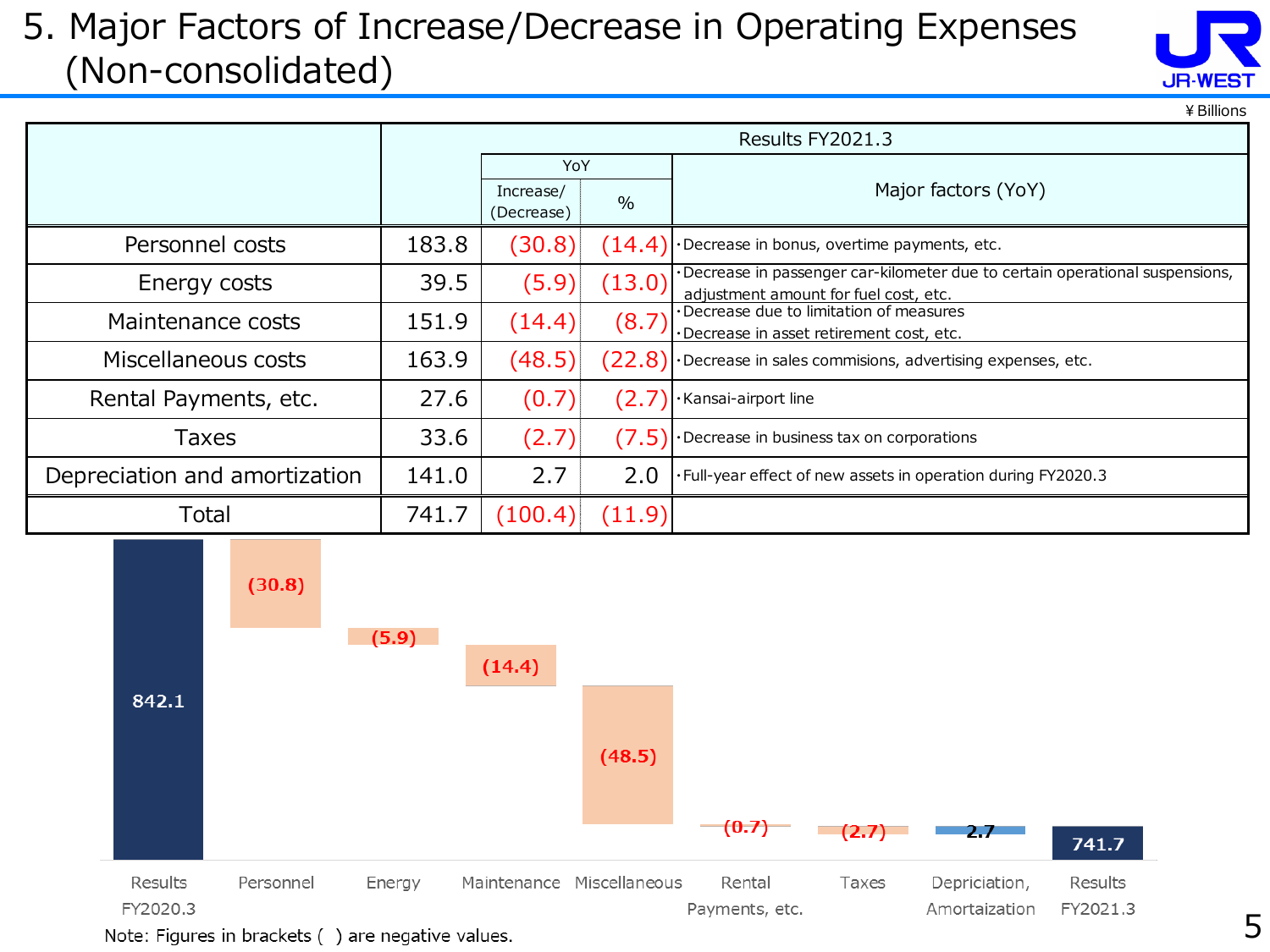# 5. Major Factors of Increase/Decrease in Operating Expenses (Non-consolidated)

¥ Billions

| | Results FY2021.3 | | | |
|---|---|---|---|---|
| | | YoY | | Major factors (YoY) |
| | | Increase/ (Decrease) | % | |
| Personnel costs | 183.8 | (30.8) | (14.4) | ・Decrease in bonus, overtime payments, etc. |
| Energy costs | 39.5 | (5.9) | (13.0) | ・Decrease in passenger car-kilometer due to certain operational suspensions, adjustment amount for fuel cost, etc. |
| Maintenance costs | 151.9 | (14.4) | (8.7) | ・Decrease due to limitation of measures ・Decrease in asset retirement cost, etc. |
| Miscellaneous costs | 163.9 | (48.5) | (22.8) | ・Decrease in sales commisions, advertising expenses, etc. |
| Rental Payments, etc. | 27.6 | (0.7) | (2.7) | ・Kansai-airport line |
| Taxes | 33.6 | (2.7) | (7.5) | ・Decrease in business tax on corporations |
| Depreciation and amortization | 141.0 | 2.7 | 2.0 | ・Full-year effect of new assets in operation during FY2020.3 |
| Total | 741.7 | (100.4) | (11.9) | |

| Results FY2020.3 | Personnel | Energy | Maintenance | Miscellaneous | Rental Payments, etc. | Taxes | Depriciation, Amortaization | Results FY2021.3 |
|---|---|---|---|---|---|---|---|---|
| 842.1 | (30.8) | (5.9) | (14.4) | (48.5) | (0.7) | (2.7) | 2.7 | 741.7 |

Note: Figures in brackets ( ) are negative values.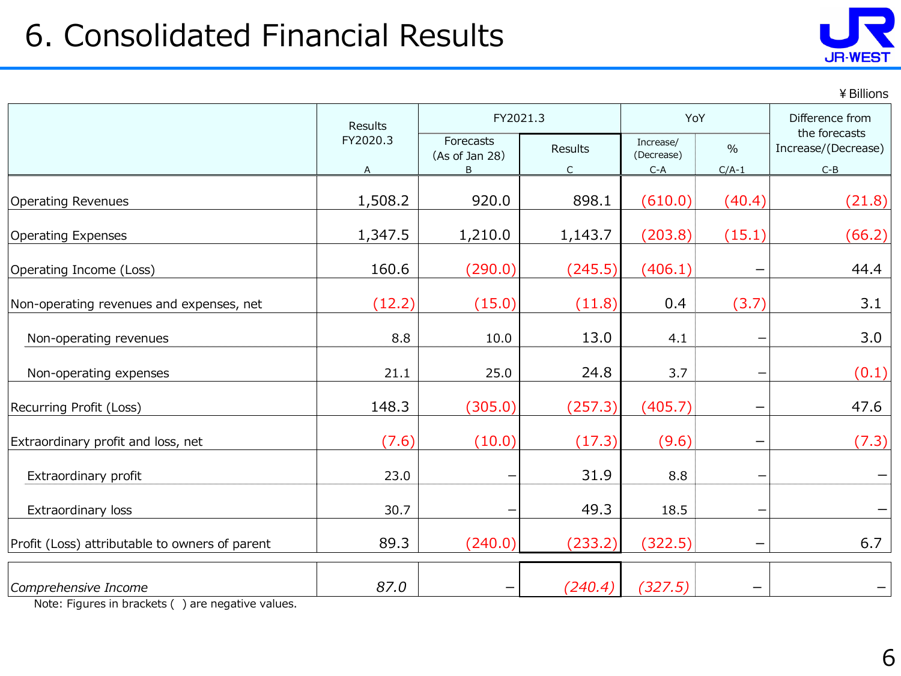# 6. Consolidated Financial Results

¥Billions

| | Results FY2020.3 | FY2021.3 | | YoY | | Difference from the forecasts Increase/(Decrease) |
|---|---|---|---|---|---|---|
| | | Forecasts (As of Jan 28) | Results | Increase/ (Decrease) | % | |
| | A | B | C | C-A | C/A-1 | C-B |
| Operating Revenues | 1,508.2 | 920.0 | 898.1 | (610.0) | (40.4) | (21.8) |
| Operating Expenses | 1,347.5 | 1,210.0 | 1,143.7 | (203.8) | (15.1) | (66.2) |
| Operating Income (Loss) | 160.6 | (290.0) | (245.5) | (406.1) | – | 44.4 |
| Non-operating revenues and expenses, net | (12.2) | (15.0) | (11.8) | 0.4 | (3.7) | 3.1 |
| Non-operating revenues | 8.8 | 10.0 | 13.0 | 4.1 | – | 3.0 |
| Non-operating expenses | 21.1 | 25.0 | 24.8 | 3.7 | – | (0.1) |
| Recurring Profit (Loss) | 148.3 | (305.0) | (257.3) | (405.7) | – | 47.6 |
| Extraordinary profit and loss, net | (7.6) | (10.0) | (17.3) | (9.6) | – | (7.3) |
| Extraordinary profit | 23.0 | – | 31.9 | 8.8 | – | – |
| Extraordinary loss | 30.7 | – | 49.3 | 18.5 | – | – |
| Profit (Loss) attributable to owners of parent | 89.3 | (240.0) | (233.2) | (322.5) | – | 6.7 |
| *Comprehensive Income* | *87.0* | – | *(240.4)* | *(327.5)* | – | – |

Note: Figures in brackets ( ) are negative values.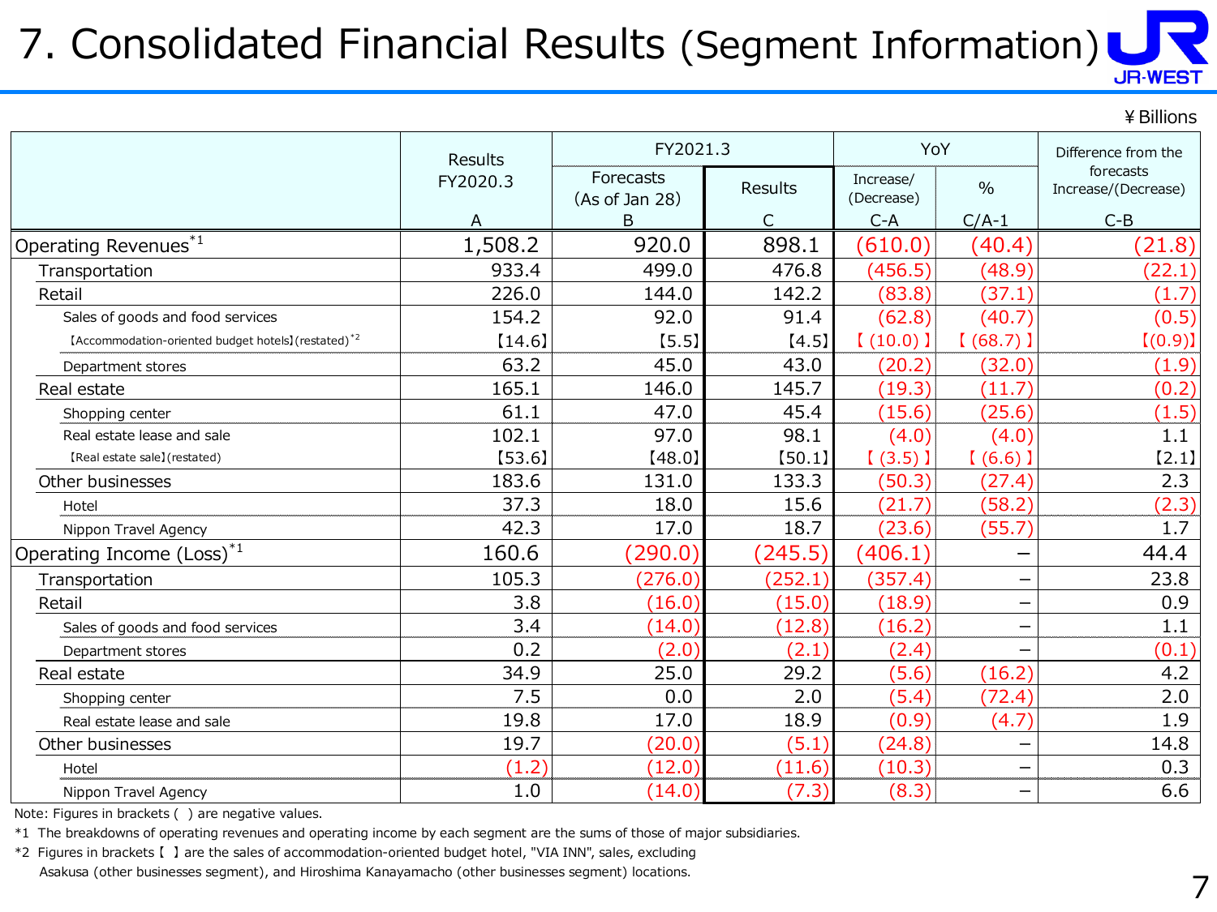# 7. Consolidated Financial Results (Segment Information)

¥Billions

| | Results FY2020.3 | FY2021.3 | | YoY | | Difference from the forecasts Increase/(Decrease) |
|---|---|---|---|---|---|---|
| | | Forecasts (As of Jan 28) | Results | Increase/ (Decrease) | % | |
| | A | B | C | C-A | C/A-1 | C-B |
| Operating Revenues[*1] | 1,508.2 | 920.0 | 898.1 | (610.0) | (40.4) | (21.8) |
| Transportation | 933.4 | 499.0 | 476.8 | (456.5) | (48.9) | (22.1) |
| Retail | 226.0 | 144.0 | 142.2 | (83.8) | (37.1) | (1.7) |
| Sales of goods and food services | 154.2 | 92.0 | 91.4 | (62.8) | (40.7) | (0.5) |
| 【Accommodation-oriented budget hotels】(restated)[*2] | 【14.6】 | 【5.5】 | 【4.5】 | 【(10.0)】 | 【(68.7)】 | 【(0.9)】 |
| Department stores | 63.2 | 45.0 | 43.0 | (20.2) | (32.0) | (1.9) |
| Real estate | 165.1 | 146.0 | 145.7 | (19.3) | (11.7) | (0.2) |
| Shopping center | 61.1 | 47.0 | 45.4 | (15.6) | (25.6) | (1.5) |
| Real estate lease and sale | 102.1 | 97.0 | 98.1 | (4.0) | (4.0) | 1.1 |
| 【Real estate sale】(restated) | 【53.6】 | 【48.0】 | 【50.1】 | 【(3.5)】 | 【(6.6)】 | 【2.1】 |
| Other businesses | 183.6 | 131.0 | 133.3 | (50.3) | (27.4) | 2.3 |
| Hotel | 37.3 | 18.0 | 15.6 | (21.7) | (58.2) | (2.3) |
| Nippon Travel Agency | 42.3 | 17.0 | 18.7 | (23.6) | (55.7) | 1.7 |
| Operating Income (Loss)[*1] | 160.6 | (290.0) | (245.5) | (406.1) | − | 44.4 |
| Transportation | 105.3 | (276.0) | (252.1) | (357.4) | − | 23.8 |
| Retail | 3.8 | (16.0) | (15.0) | (18.9) | − | 0.9 |
| Sales of goods and food services | 3.4 | (14.0) | (12.8) | (16.2) | − | 1.1 |
| Department stores | 0.2 | (2.0) | (2.1) | (2.4) | − | (0.1) |
| Real estate | 34.9 | 25.0 | 29.2 | (5.6) | (16.2) | 4.2 |
| Shopping center | 7.5 | 0.0 | 2.0 | (5.4) | (72.4) | 2.0 |
| Real estate lease and sale | 19.8 | 17.0 | 18.9 | (0.9) | (4.7) | 1.9 |
| Other businesses | 19.7 | (20.0) | (5.1) | (24.8) | − | 14.8 |
| Hotel | (1.2) | (12.0) | (11.6) | (10.3) | − | 0.3 |
| Nippon Travel Agency | 1.0 | (14.0) | (7.3) | (8.3) | − | 6.6 |

Note: Figures in brackets ( ) are negative values.

*1 The breakdowns of operating revenues and operating income by each segment are the sums of those of major subsidiaries.

*2 Figures in brackets【 】are the sales of accommodation-oriented budget hotel, "VIA INN", sales, excluding Asakusa (other businesses segment), and Hiroshima Kanayamacho (other businesses segment) locations.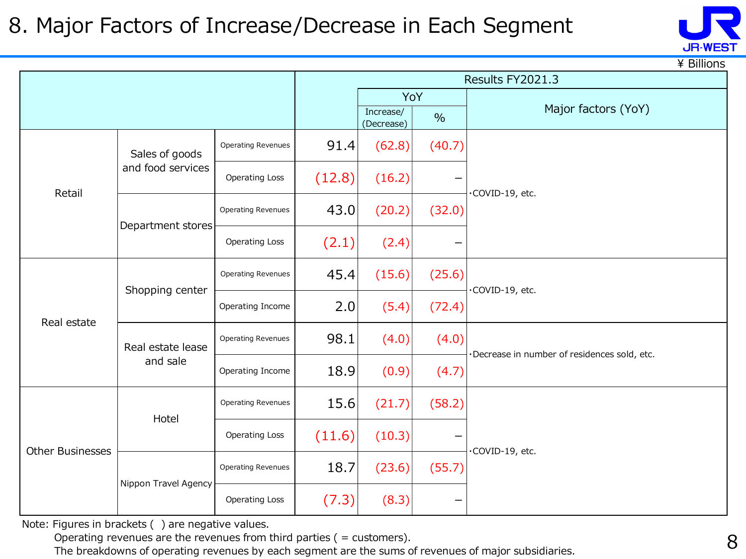# 8. Major Factors of Increase/Decrease in Each Segment

¥ Billions

| | | | Results FY2021.3 | | | |
|---|---|---|---|---|---|---|
| | | | | YoY | | Major factors (YoY) |
| | | | | Increase/ (Decrease) | % | |
| Retail | Sales of goods and food services | Operating Revenues | 91.4 | (62.8) | (40.7) | ・COVID-19, etc. |
| | | Operating Loss | (12.8) | (16.2) | – | |
| | Department stores | Operating Revenues | 43.0 | (20.2) | (32.0) | |
| | | Operating Loss | (2.1) | (2.4) | – | |
| Real estate | Shopping center | Operating Revenues | 45.4 | (15.6) | (25.6) | ・COVID-19, etc. |
| | | Operating Income | 2.0 | (5.4) | (72.4) | |
| | Real estate lease and sale | Operating Revenues | 98.1 | (4.0) | (4.0) | ・Decrease in number of residences sold, etc. |
| | | Operating Income | 18.9 | (0.9) | (4.7) | |
| Other Businesses | Hotel | Operating Revenues | 15.6 | (21.7) | (58.2) | ・COVID-19, etc. |
| | | Operating Loss | (11.6) | (10.3) | – | |
| | Nippon Travel Agency | Operating Revenues | 18.7 | (23.6) | (55.7) | |
| | | Operating Loss | (7.3) | (8.3) | – | |

Note: Figures in brackets ( ) are negative values.
Operating revenues are the revenues from third parties ( = customers).
The breakdowns of operating revenues by each segment are the sums of revenues of major subsidiaries.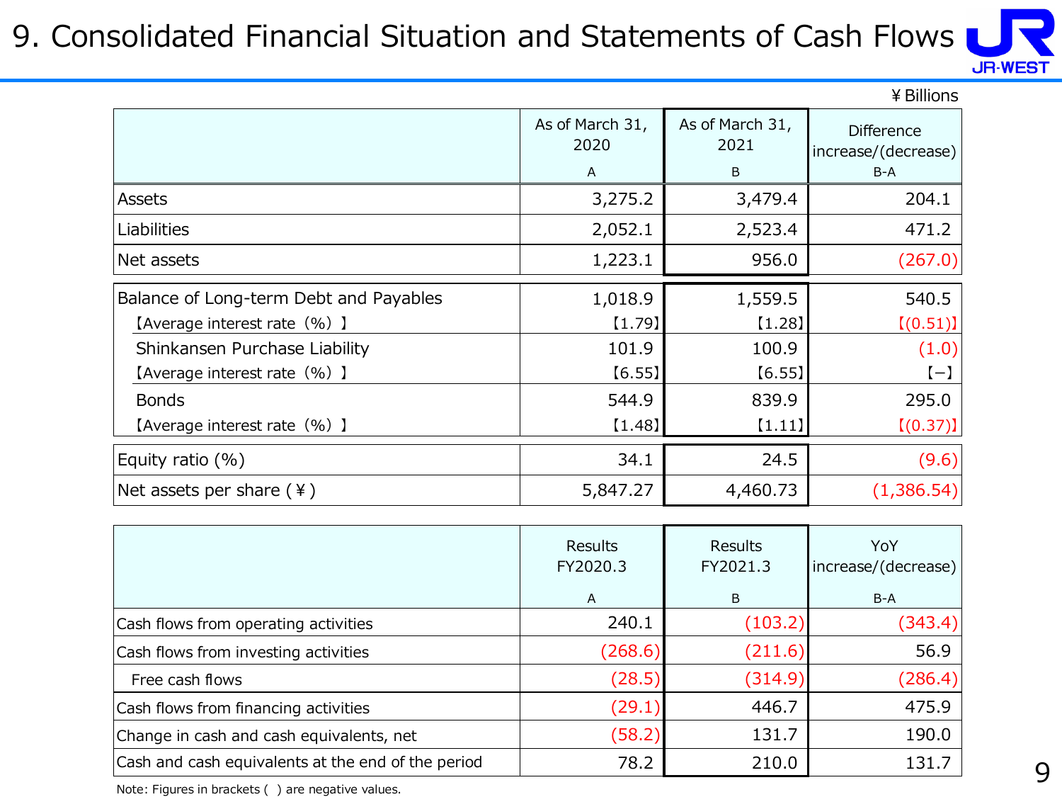# 9. Consolidated Financial Situation and Statements of Cash Flows

¥Billions

| | As of March 31, 2020<br>A | As of March 31, 2021<br>B | Difference increase/(decrease)<br>B-A |
|---|---|---|---|
| Assets | 3,275.2 | 3,479.4 | 204.1 |
| Liabilities | 2,052.1 | 2,523.4 | 471.2 |
| Net assets | 1,223.1 | 956.0 | (267.0) |
| Balance of Long-term Debt and Payables | 1,018.9 | 1,559.5 | 540.5 |
| 【Average interest rate（%）】 | 【1.79】 | 【1.28】 | 【(0.51)】 |
| Shinkansen Purchase Liability | 101.9 | 100.9 | (1.0) |
| 【Average interest rate（%）】 | 【6.55】 | 【6.55】 | 【−】 |
| Bonds | 544.9 | 839.9 | 295.0 |
| 【Average interest rate（%）】 | 【1.48】 | 【1.11】 | 【(0.37)】 |
| Equity ratio (%) | 34.1 | 24.5 | (9.6) |
| Net assets per share (¥) | 5,847.27 | 4,460.73 | (1,386.54) |

| | Results FY2020.3<br>A | Results FY2021.3<br>B | YoY increase/(decrease)<br>B-A |
|---|---|---|---|
| Cash flows from operating activities | 240.1 | (103.2) | (343.4) |
| Cash flows from investing activities | (268.6) | (211.6) | 56.9 |
| Free cash flows | (28.5) | (314.9) | (286.4) |
| Cash flows from financing activities | (29.1) | 446.7 | 475.9 |
| Change in cash and cash equivalents, net | (58.2) | 131.7 | 190.0 |
| Cash and cash equivalents at the end of the period | 78.2 | 210.0 | 131.7 |

Note: Figures in brackets ( ) are negative values.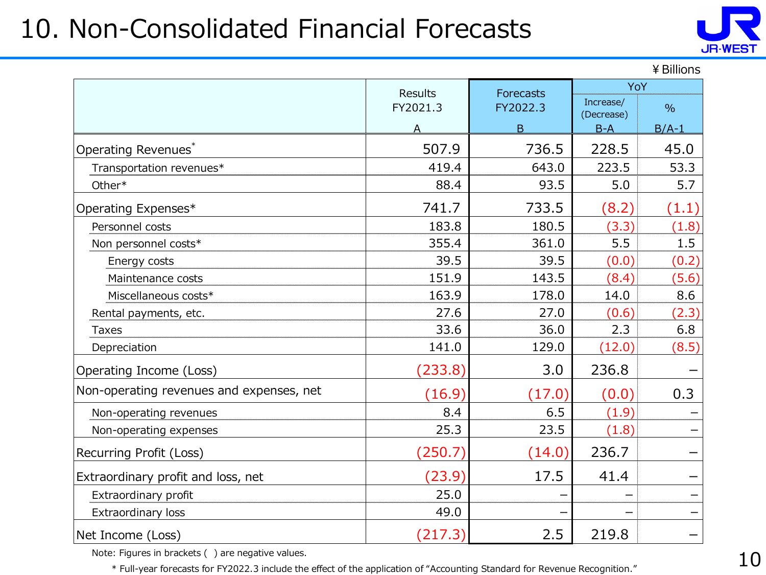# 10. Non-Consolidated Financial Forecasts

¥Billions

| | Results FY2021.3 A | Forecasts FY2022.3 B | YoY Increase/(Decrease) B-A | YoY % B/A-1 |
|---|---|---|---|---|
| Operating Revenues* | 507.9 | 736.5 | 228.5 | 45.0 |
| Transportation revenues* | 419.4 | 643.0 | 223.5 | 53.3 |
| Other* | 88.4 | 93.5 | 5.0 | 5.7 |
| Operating Expenses* | 741.7 | 733.5 | (8.2) | (1.1) |
| Personnel costs | 183.8 | 180.5 | (3.3) | (1.8) |
| Non personnel costs* | 355.4 | 361.0 | 5.5 | 1.5 |
| Energy costs | 39.5 | 39.5 | (0.0) | (0.2) |
| Maintenance costs | 151.9 | 143.5 | (8.4) | (5.6) |
| Miscellaneous costs* | 163.9 | 178.0 | 14.0 | 8.6 |
| Rental payments, etc. | 27.6 | 27.0 | (0.6) | (2.3) |
| Taxes | 33.6 | 36.0 | 2.3 | 6.8 |
| Depreciation | 141.0 | 129.0 | (12.0) | (8.5) |
| Operating Income (Loss) | (233.8) | 3.0 | 236.8 | – |
| Non-operating revenues and expenses, net | (16.9) | (17.0) | (0.0) | 0.3 |
| Non-operating revenues | 8.4 | 6.5 | (1.9) | – |
| Non-operating expenses | 25.3 | 23.5 | (1.8) | – |
| Recurring Profit (Loss) | (250.7) | (14.0) | 236.7 | – |
| Extraordinary profit and loss, net | (23.9) | 17.5 | 41.4 | – |
| Extraordinary profit | 25.0 | – | – | – |
| Extraordinary loss | 49.0 | – | – | – |
| Net Income (Loss) | (217.3) | 2.5 | 219.8 | – |

Note: Figures in brackets ( ) are negative values.

\* Full-year forecasts for FY2022.3 include the effect of the application of "Accounting Standard for Revenue Recognition."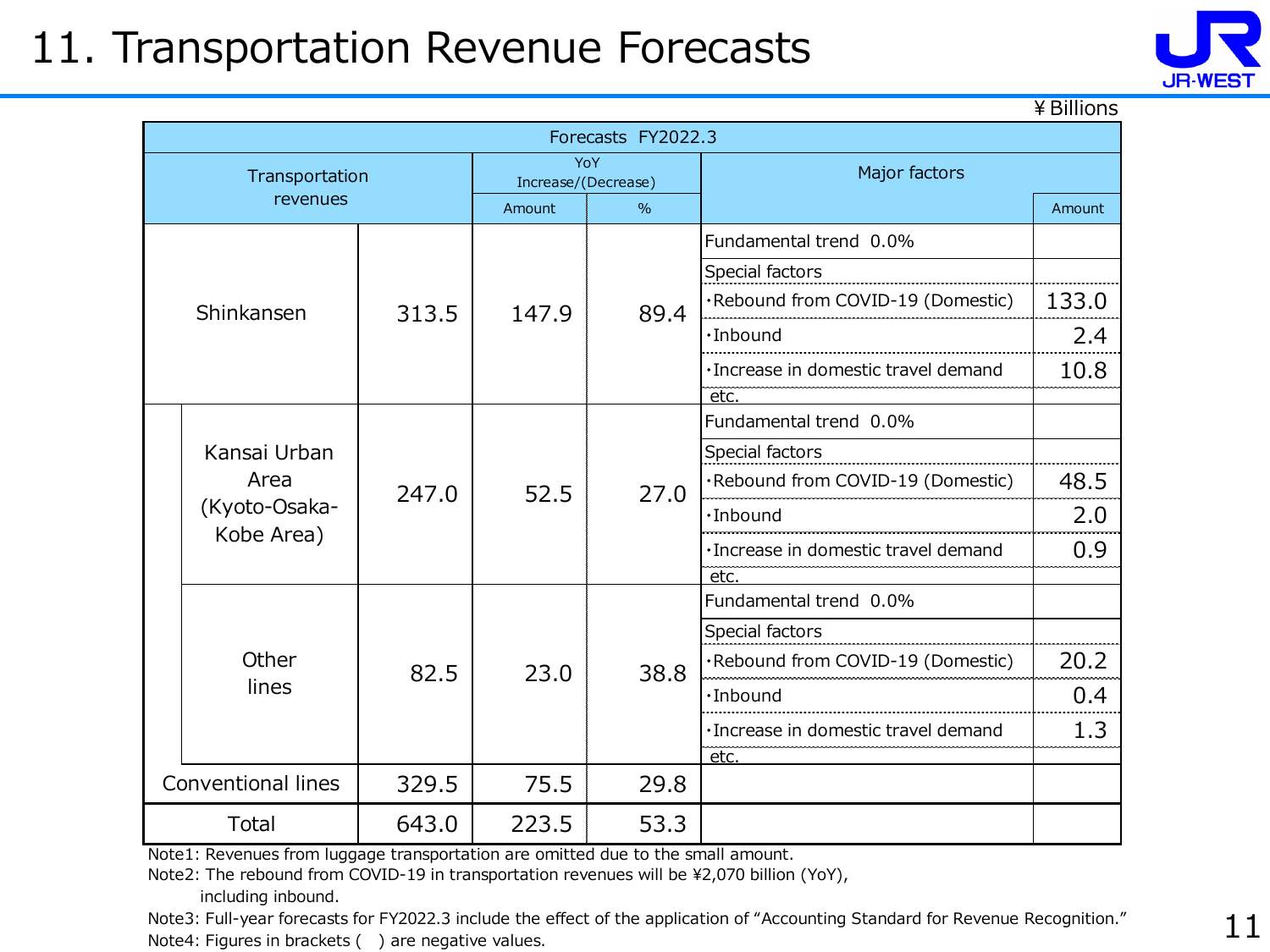# 11. Transportation Revenue Forecasts

¥Billions

| Transportation revenues | | Forecasts FY2022.3 | YoY Increase/(Decrease) Amount | YoY Increase/(Decrease) % | Major factors | Amount |
|---|---|---|---|---|---|---|
| Shinkansen | | 313.5 | 147.9 | 89.4 | Fundamental trend 0.0% | |
| | | | | | Special factors | |
| | | | | | ・Rebound from COVID-19 (Domestic) | 133.0 |
| | | | | | ・Inbound | 2.4 |
| | | | | | ・Increase in domestic travel demand | 10.8 |
| | | | | | etc. | |
| | Kansai Urban Area (Kyoto-Osaka-Kobe Area) | 247.0 | 52.5 | 27.0 | Fundamental trend 0.0% | |
| | | | | | Special factors | |
| | | | | | ・Rebound from COVID-19 (Domestic) | 48.5 |
| | | | | | ・Inbound | 2.0 |
| | | | | | ・Increase in domestic travel demand | 0.9 |
| | | | | | etc. | |
| | Other lines | 82.5 | 23.0 | 38.8 | Fundamental trend 0.0% | |
| | | | | | Special factors | |
| | | | | | ・Rebound from COVID-19 (Domestic) | 20.2 |
| | | | | | ・Inbound | 0.4 |
| | | | | | ・Increase in domestic travel demand | 1.3 |
| | | | | | etc. | |
| Conventional lines | | 329.5 | 75.5 | 29.8 | | |
| Total | | 643.0 | 223.5 | 53.3 | | |

Note1: Revenues from luggage transportation are omitted due to the small amount.
Note2: The rebound from COVID-19 in transportation revenues will be ¥2,070 billion (YoY), including inbound.
Note3: Full-year forecasts for FY2022.3 include the effect of the application of "Accounting Standard for Revenue Recognition."
Note4: Figures in brackets ( ) are negative values.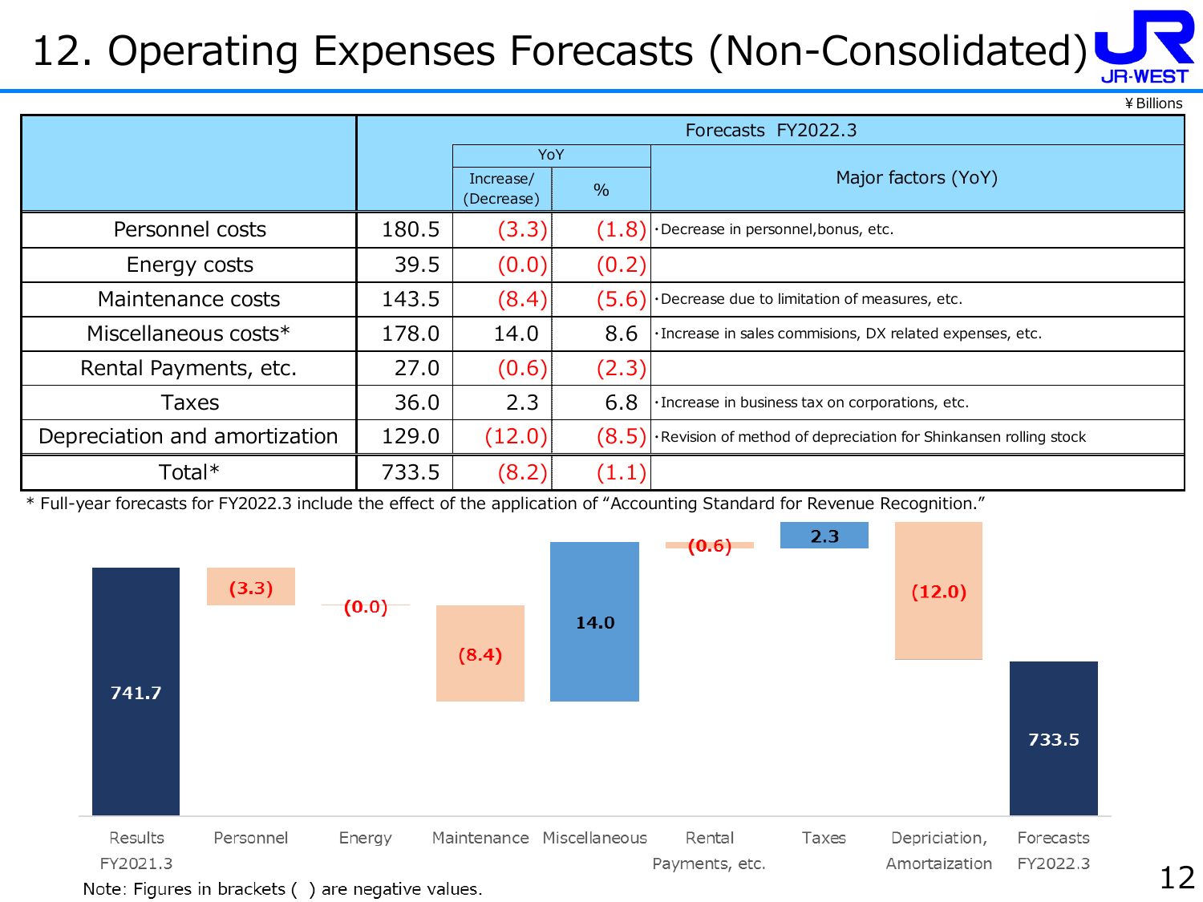# 12. Operating Expenses Forecasts (Non-Consolidated)

¥Billions

| | Forecasts FY2022.3 | | | |
|---|---|---|---|---|
| | | YoY | | Major factors (YoY) |
| | | Increase/ (Decrease) | % | |
| Personnel costs | 180.5 | (3.3) | (1.8) | ・Decrease in personnel,bonus, etc. |
| Energy costs | 39.5 | (0.0) | (0.2) | |
| Maintenance costs | 143.5 | (8.4) | (5.6) | ・Decrease due to limitation of measures, etc. |
| Miscellaneous costs* | 178.0 | 14.0 | 8.6 | ・Increase in sales commisions, DX related expenses, etc. |
| Rental Payments, etc. | 27.0 | (0.6) | (2.3) | |
| Taxes | 36.0 | 2.3 | 6.8 | ・Increase in business tax on corporations, etc. |
| Depreciation and amortization | 129.0 | (12.0) | (8.5) | ・Revision of method of depreciation for Shinkansen rolling stock |
| Total* | 733.5 | (8.2) | (1.1) | |

\* Full-year forecasts for FY2022.3 include the effect of the application of "Accounting Standard for Revenue Recognition."

| Results FY2021.3 | Personnel | Energy | Maintenance | Miscellaneous | Rental Payments, etc. | Taxes | Depriciation, Amortaization | Forecasts FY2022.3 |
|---|---|---|---|---|---|---|---|---|
| 741.7 | (3.3) | (0.0) | (8.4) | 14.0 | (0.6) | 2.3 | (12.0) | 733.5 |

Note: Figures in brackets ( ) are negative values.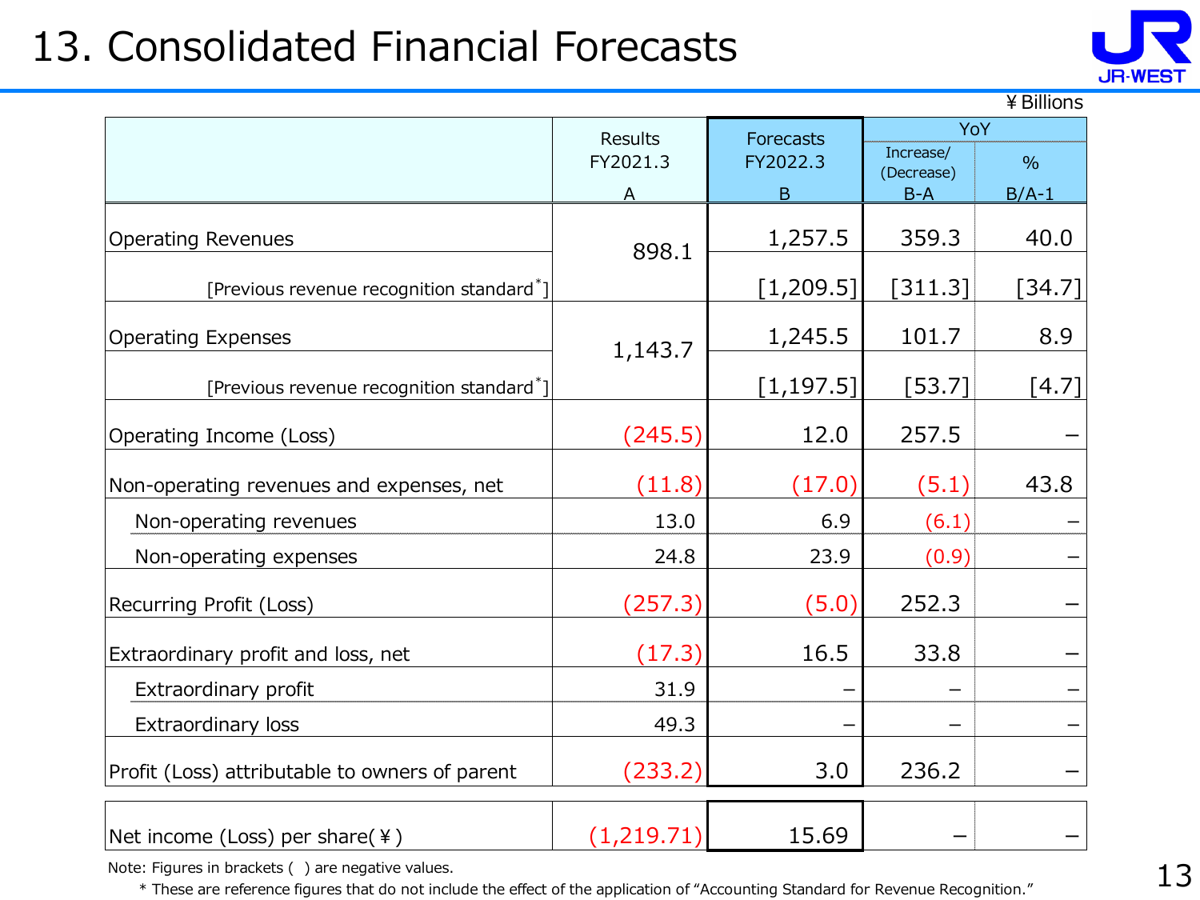# 13. Consolidated Financial Forecasts

¥Billions

| | Results FY2021.3 A | Forecasts FY2022.3 B | YoY Increase/(Decrease) B-A | YoY % B/A-1 |
|---|---|---|---|---|
| Operating Revenues | 898.1 | 1,257.5 | 359.3 | 40.0 |
| [Previous revenue recognition standard*] | | [1,209.5] | [311.3] | [34.7] |
| Operating Expenses | 1,143.7 | 1,245.5 | 101.7 | 8.9 |
| [Previous revenue recognition standard*] | | [1,197.5] | [53.7] | [4.7] |
| Operating Income (Loss) | (245.5) | 12.0 | 257.5 | – |
| Non-operating revenues and expenses, net | (11.8) | (17.0) | (5.1) | 43.8 |
| Non-operating revenues | 13.0 | 6.9 | (6.1) | – |
| Non-operating expenses | 24.8 | 23.9 | (0.9) | – |
| Recurring Profit (Loss) | (257.3) | (5.0) | 252.3 | – |
| Extraordinary profit and loss, net | (17.3) | 16.5 | 33.8 | – |
| Extraordinary profit | 31.9 | – | – | – |
| Extraordinary loss | 49.3 | – | – | – |
| Profit (Loss) attributable to owners of parent | (233.2) | 3.0 | 236.2 | – |
| Net income (Loss) per share(¥) | (1,219.71) | 15.69 | – | – |

Note: Figures in brackets ( ) are negative values.

* These are reference figures that do not include the effect of the application of "Accounting Standard for Revenue Recognition."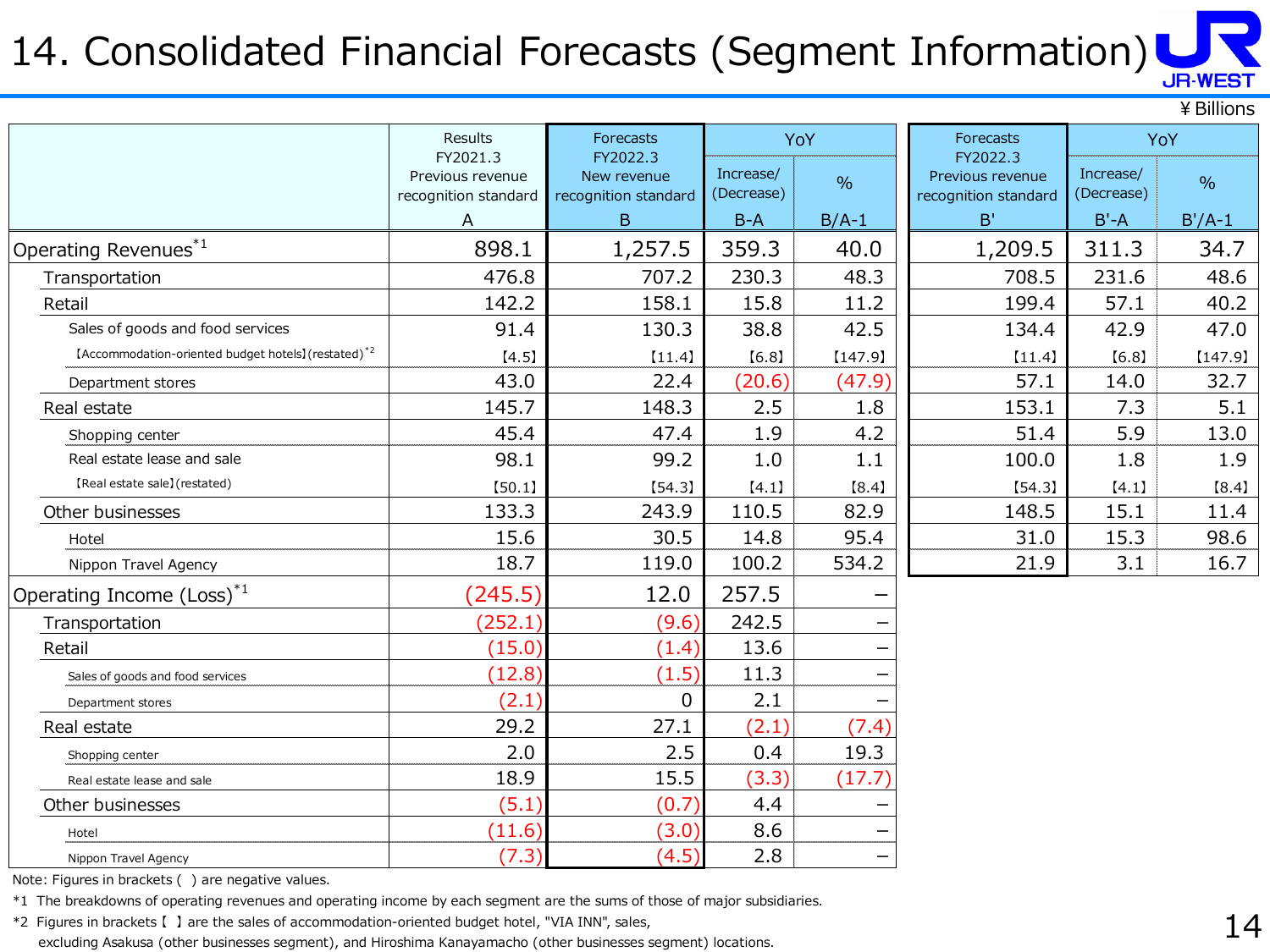# 14. Consolidated Financial Forecasts (Segment Information)

¥ Billions

| | Results FY2021.3 Previous revenue recognition standard A | Forecasts FY2022.3 New revenue recognition standard B | YoY Increase/ (Decrease) B-A | YoY % B/A-1 | Forecasts FY2022.3 Previous revenue recognition standard B' | YoY Increase/ (Decrease) B'-A | YoY % B'/A-1 |
|---|---|---|---|---|---|---|---|
| Operating Revenues[*1] | 898.1 | 1,257.5 | 359.3 | 40.0 | 1,209.5 | 311.3 | 34.7 |
| Transportation | 476.8 | 707.2 | 230.3 | 48.3 | 708.5 | 231.6 | 48.6 |
| Retail | 142.2 | 158.1 | 15.8 | 11.2 | 199.4 | 57.1 | 40.2 |
| Sales of goods and food services | 91.4 | 130.3 | 38.8 | 42.5 | 134.4 | 42.9 | 47.0 |
| 【Accommodation-oriented budget hotels】(restated)[*2] | 【4.5】 | 【11.4】 | 【6.8】 | 【147.9】 | 【11.4】 | 【6.8】 | 【147.9】 |
| Department stores | 43.0 | 22.4 | (20.6) | (47.9) | 57.1 | 14.0 | 32.7 |
| Real estate | 145.7 | 148.3 | 2.5 | 1.8 | 153.1 | 7.3 | 5.1 |
| Shopping center | 45.4 | 47.4 | 1.9 | 4.2 | 51.4 | 5.9 | 13.0 |
| Real estate lease and sale | 98.1 | 99.2 | 1.0 | 1.1 | 100.0 | 1.8 | 1.9 |
| 【Real estate sale】(restated) | 【50.1】 | 【54.3】 | 【4.1】 | 【8.4】 | 【54.3】 | 【4.1】 | 【8.4】 |
| Other businesses | 133.3 | 243.9 | 110.5 | 82.9 | 148.5 | 15.1 | 11.4 |
| Hotel | 15.6 | 30.5 | 14.8 | 95.4 | 31.0 | 15.3 | 98.6 |
| Nippon Travel Agency | 18.7 | 119.0 | 100.2 | 534.2 | 21.9 | 3.1 | 16.7 |
| Operating Income (Loss)[*1] | (245.5) | 12.0 | 257.5 | – | | | |
| Transportation | (252.1) | (9.6) | 242.5 | – | | | |
| Retail | (15.0) | (1.4) | 13.6 | – | | | |
| Sales of goods and food services | (12.8) | (1.5) | 11.3 | – | | | |
| Department stores | (2.1) | 0 | 2.1 | – | | | |
| Real estate | 29.2 | 27.1 | (2.1) | (7.4) | | | |
| Shopping center | 2.0 | 2.5 | 0.4 | 19.3 | | | |
| Real estate lease and sale | 18.9 | 15.5 | (3.3) | (17.7) | | | |
| Other businesses | (5.1) | (0.7) | 4.4 | – | | | |
| Hotel | (11.6) | (3.0) | 8.6 | – | | | |
| Nippon Travel Agency | (7.3) | (4.5) | 2.8 | – | | | |

Note: Figures in brackets ( ) are negative values.

*1 The breakdowns of operating revenues and operating income by each segment are the sums of those of major subsidiaries.

*2 Figures in brackets【 】are the sales of accommodation-oriented budget hotel, "VIA INN", sales, excluding Asakusa (other businesses segment), and Hiroshima Kanayamacho (other businesses segment) locations.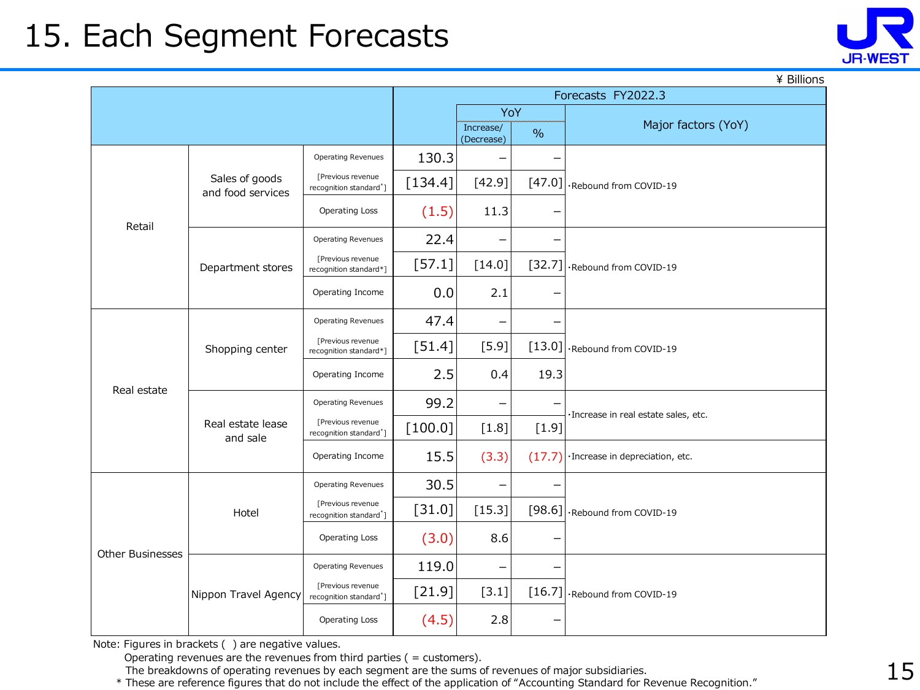# 15. Each Segment Forecasts

¥ Billions

| | | | Forecasts FY2022.3 | | | |
|---|---|---|---|---|---|---|
| | | | | YoY | | Major factors (YoY) |
| | | | | Increase/ (Decrease) | % | |
| Retail | Sales of goods and food services | Operating Revenues | 130.3 | – | – | ・Rebound from COVID-19 |
| | | [Previous revenue recognition standard*] | [134.4] | [42.9] | [47.0] | |
| | | Operating Loss | (1.5) | 11.3 | – | |
| | Department stores | Operating Revenues | 22.4 | – | – | ・Rebound from COVID-19 |
| | | [Previous revenue recognition standard*] | [57.1] | [14.0] | [32.7] | |
| | | Operating Income | 0.0 | 2.1 | – | |
| Real estate | Shopping center | Operating Revenues | 47.4 | – | – | ・Rebound from COVID-19 |
| | | [Previous revenue recognition standard*] | [51.4] | [5.9] | [13.0] | |
| | | Operating Income | 2.5 | 0.4 | 19.3 | |
| | Real estate lease and sale | Operating Revenues | 99.2 | – | – | ・Increase in real estate sales, etc. |
| | | [Previous revenue recognition standard*] | [100.0] | [1.8] | [1.9] | |
| | | Operating Income | 15.5 | (3.3) | (17.7) | ・Increase in depreciation, etc. |
| Other Businesses | Hotel | Operating Revenues | 30.5 | – | – | ・Rebound from COVID-19 |
| | | [Previous revenue recognition standard*] | [31.0] | [15.3] | [98.6] | |
| | | Operating Loss | (3.0) | 8.6 | – | |
| | Nippon Travel Agency | Operating Revenues | 119.0 | – | – | ・Rebound from COVID-19 |
| | | [Previous revenue recognition standard*] | [21.9] | [3.1] | [16.7] | |
| | | Operating Loss | (4.5) | 2.8 | – | |

Note: Figures in brackets ( ) are negative values.
Operating revenues are the revenues from third parties ( = customers).
The breakdowns of operating revenues by each segment are the sums of revenues of major subsidiaries.
\* These are reference figures that do not include the effect of the application of "Accounting Standard for Revenue Recognition."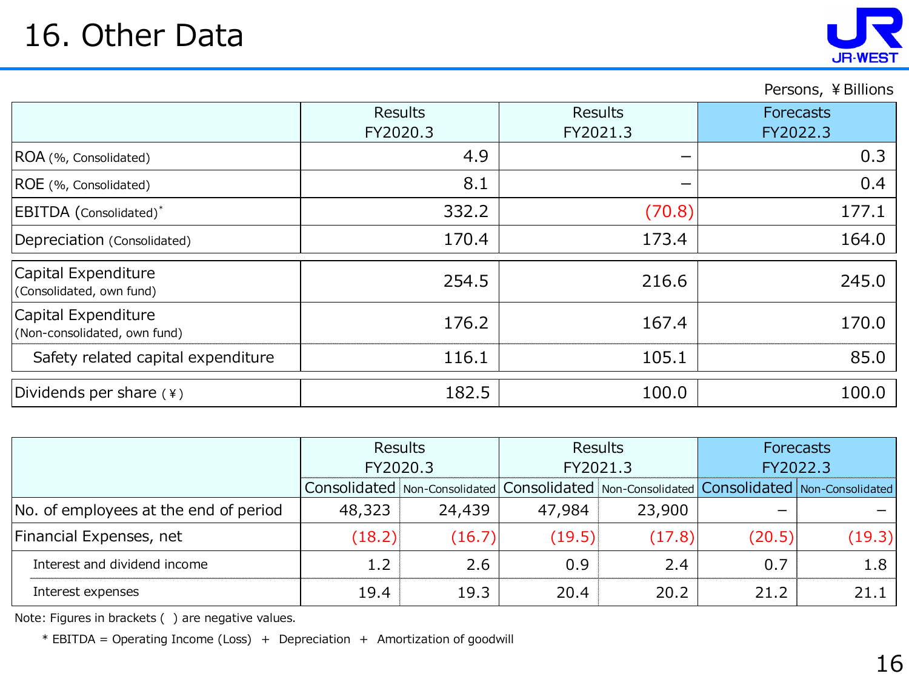# 16. Other Data

Persons, ￥Billions

| | Results FY2020.3 | Results FY2021.3 | Forecasts FY2022.3 |
|---|---|---|---|
| ROA (%, Consolidated) | 4.9 | － | 0.3 |
| ROE (%, Consolidated) | 8.1 | － | 0.4 |
| EBITDA (Consolidated)* | 332.2 | (70.8) | 177.1 |
| Depreciation (Consolidated) | 170.4 | 173.4 | 164.0 |
| Capital Expenditure (Consolidated, own fund) | 254.5 | 216.6 | 245.0 |
| Capital Expenditure (Non-consolidated, own fund) | 176.2 | 167.4 | 170.0 |
| Safety related capital expenditure | 116.1 | 105.1 | 85.0 |
| Dividends per share (￥) | 182.5 | 100.0 | 100.0 |

| | Results FY2020.3 | | Results FY2021.3 | | Forecasts FY2022.3 | |
|---|---|---|---|---|---|---|
| | Consolidated | Non-Consolidated | Consolidated | Non-Consolidated | Consolidated | Non-Consolidated |
| No. of employees at the end of period | 48,323 | 24,439 | 47,984 | 23,900 | － | － |
| Financial Expenses, net | (18.2) | (16.7) | (19.5) | (17.8) | (20.5) | (19.3) |
| Interest and dividend income | 1.2 | 2.6 | 0.9 | 2.4 | 0.7 | 1.8 |
| Interest expenses | 19.4 | 19.3 | 20.4 | 20.2 | 21.2 | 21.1 |

Note: Figures in brackets ( ) are negative values.

\* EBITDA = Operating Income (Loss) ＋ Depreciation ＋ Amortization of goodwill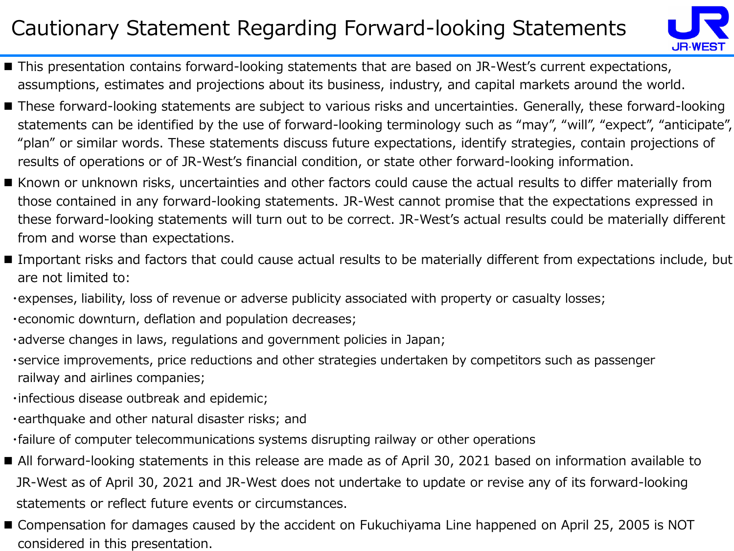# Cautionary Statement Regarding Forward-looking Statements

JR-WEST

- This presentation contains forward-looking statements that are based on JR-West's current expectations, assumptions, estimates and projections about its business, industry, and capital markets around the world.
- These forward-looking statements are subject to various risks and uncertainties. Generally, these forward-looking statements can be identified by the use of forward-looking terminology such as "may", "will", "expect", "anticipate", "plan" or similar words. These statements discuss future expectations, identify strategies, contain projections of results of operations or of JR-West's financial condition, or state other forward-looking information.
- Known or unknown risks, uncertainties and other factors could cause the actual results to differ materially from those contained in any forward-looking statements. JR-West cannot promise that the expectations expressed in these forward-looking statements will turn out to be correct. JR-West's actual results could be materially different from and worse than expectations.
- Important risks and factors that could cause actual results to be materially different from expectations include, but are not limited to:
  - expenses, liability, loss of revenue or adverse publicity associated with property or casualty losses;
  - economic downturn, deflation and population decreases;
  - adverse changes in laws, regulations and government policies in Japan;
  - service improvements, price reductions and other strategies undertaken by competitors such as passenger railway and airlines companies;
  - infectious disease outbreak and epidemic;
  - earthquake and other natural disaster risks; and
  - failure of computer telecommunications systems disrupting railway or other operations
- All forward-looking statements in this release are made as of April 30, 2021 based on information available to JR-West as of April 30, 2021 and JR-West does not undertake to update or revise any of its forward-looking statements or reflect future events or circumstances.
- Compensation for damages caused by the accident on Fukuchiyama Line happened on April 25, 2005 is NOT considered in this presentation.